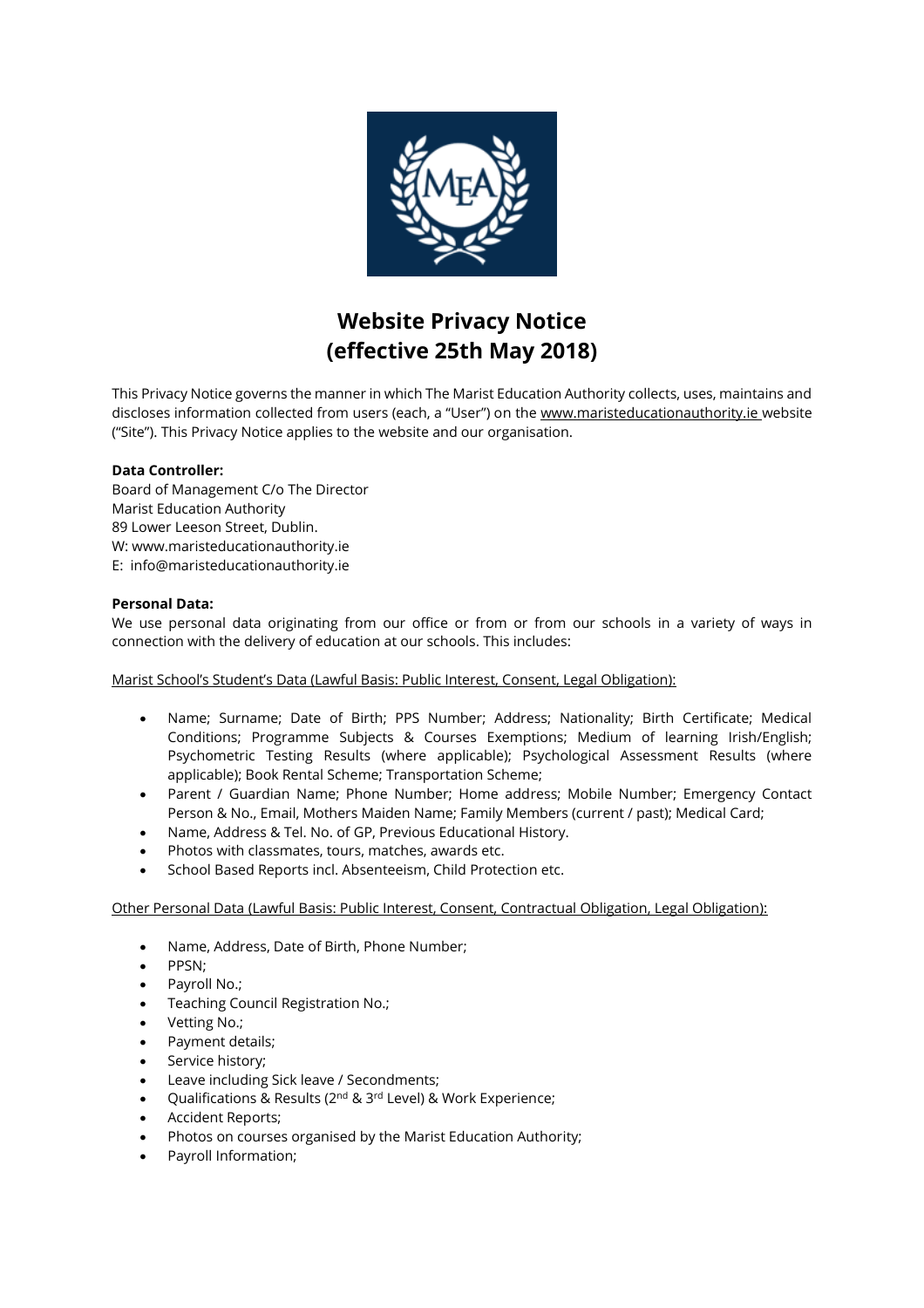# Website Privacy Notice
# (effective 25th May 2018)

This Privacy Notice governs the manner in which The Marist Education Authority collects, uses, maintains and discloses information collected from users (each, a "User") on the www.maristeducationauthority.ie website ("Site"). This Privacy Notice applies to the website and our organisation.

**Data Controller:**
Board of Management C/o The Director
Marist Education Authority
89 Lower Leeson Street, Dublin.
W: www.maristeducationauthority.ie
E: info@maristeducationauthority.ie

**Personal Data:**
We use personal data originating from our office or from or from our schools in a variety of ways in connection with the delivery of education at our schools. This includes:

Marist School's Student's Data (Lawful Basis: Public Interest, Consent, Legal Obligation):

- Name; Surname; Date of Birth; PPS Number; Address; Nationality; Birth Certificate; Medical Conditions; Programme Subjects & Courses Exemptions; Medium of learning Irish/English; Psychometric Testing Results (where applicable); Psychological Assessment Results (where applicable); Book Rental Scheme; Transportation Scheme;
- Parent / Guardian Name; Phone Number; Home address; Mobile Number; Emergency Contact Person & No., Email, Mothers Maiden Name; Family Members (current / past); Medical Card;
- Name, Address & Tel. No. of GP, Previous Educational History.
- Photos with classmates, tours, matches, awards etc.
- School Based Reports incl. Absenteeism, Child Protection etc.

Other Personal Data (Lawful Basis: Public Interest, Consent, Contractual Obligation, Legal Obligation):

- Name, Address, Date of Birth, Phone Number;
- PPSN;
- Payroll No.;
- Teaching Council Registration No.;
- Vetting No.;
- Payment details;
- Service history;
- Leave including Sick leave / Secondments;
- Qualifications & Results (2nd & 3rd Level) & Work Experience;
- Accident Reports;
- Photos on courses organised by the Marist Education Authority;
- Payroll Information;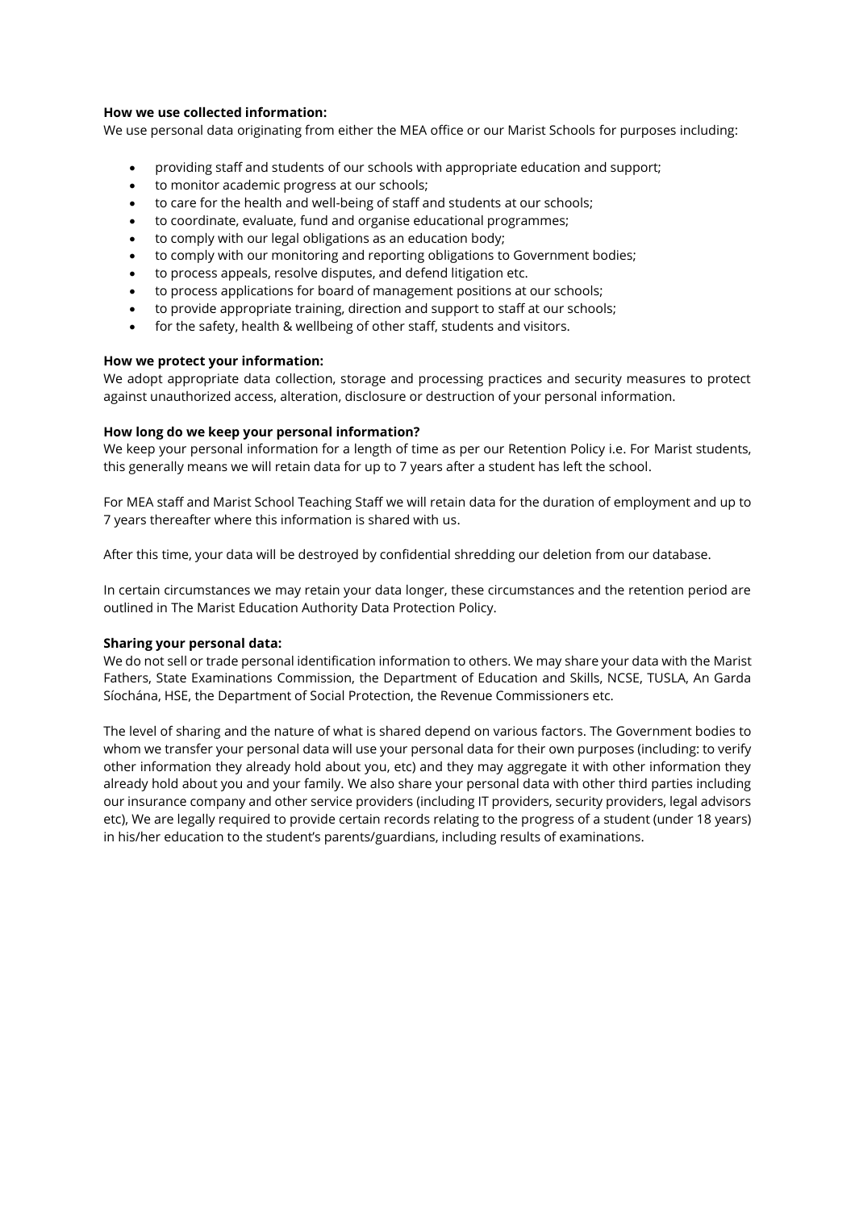**How we use collected information:**
We use personal data originating from either the MEA office or our Marist Schools for purposes including:

- providing staff and students of our schools with appropriate education and support;
- to monitor academic progress at our schools;
- to care for the health and well-being of staff and students at our schools;
- to coordinate, evaluate, fund and organise educational programmes;
- to comply with our legal obligations as an education body;
- to comply with our monitoring and reporting obligations to Government bodies;
- to process appeals, resolve disputes, and defend litigation etc.
- to process applications for board of management positions at our schools;
- to provide appropriate training, direction and support to staff at our schools;
- for the safety, health & wellbeing of other staff, students and visitors.

**How we protect your information:**
We adopt appropriate data collection, storage and processing practices and security measures to protect against unauthorized access, alteration, disclosure or destruction of your personal information.

**How long do we keep your personal information?**
We keep your personal information for a length of time as per our Retention Policy i.e. For Marist students, this generally means we will retain data for up to 7 years after a student has left the school.

For MEA staff and Marist School Teaching Staff we will retain data for the duration of employment and up to 7 years thereafter where this information is shared with us.

After this time, your data will be destroyed by confidential shredding our deletion from our database.

In certain circumstances we may retain your data longer, these circumstances and the retention period are outlined in The Marist Education Authority Data Protection Policy.

**Sharing your personal data:**
We do not sell or trade personal identification information to others. We may share your data with the Marist Fathers, State Examinations Commission, the Department of Education and Skills, NCSE, TUSLA, An Garda Síochána, HSE, the Department of Social Protection, the Revenue Commissioners etc.

The level of sharing and the nature of what is shared depend on various factors. The Government bodies to whom we transfer your personal data will use your personal data for their own purposes (including: to verify other information they already hold about you, etc) and they may aggregate it with other information they already hold about you and your family. We also share your personal data with other third parties including our insurance company and other service providers (including IT providers, security providers, legal advisors etc), We are legally required to provide certain records relating to the progress of a student (under 18 years) in his/her education to the student's parents/guardians, including results of examinations.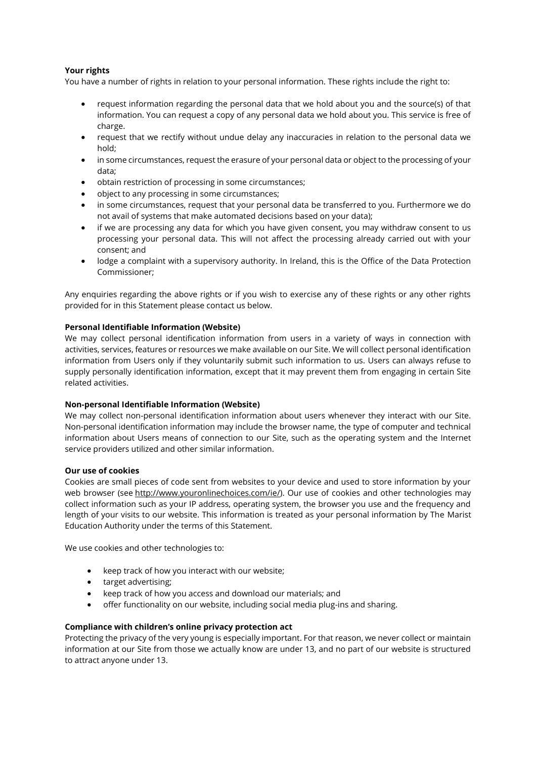**Your rights**

You have a number of rights in relation to your personal information. These rights include the right to:

- request information regarding the personal data that we hold about you and the source(s) of that information. You can request a copy of any personal data we hold about you. This service is free of charge.
- request that we rectify without undue delay any inaccuracies in relation to the personal data we hold;
- in some circumstances, request the erasure of your personal data or object to the processing of your data;
- obtain restriction of processing in some circumstances;
- object to any processing in some circumstances;
- in some circumstances, request that your personal data be transferred to you. Furthermore we do not avail of systems that make automated decisions based on your data);
- if we are processing any data for which you have given consent, you may withdraw consent to us processing your personal data. This will not affect the processing already carried out with your consent; and
- lodge a complaint with a supervisory authority. In Ireland, this is the Office of the Data Protection Commissioner;

Any enquiries regarding the above rights or if you wish to exercise any of these rights or any other rights provided for in this Statement please contact us below.

**Personal Identifiable Information (Website)**

We may collect personal identification information from users in a variety of ways in connection with activities, services, features or resources we make available on our Site. We will collect personal identification information from Users only if they voluntarily submit such information to us. Users can always refuse to supply personally identification information, except that it may prevent them from engaging in certain Site related activities.

**Non-personal Identifiable Information (Website)**

We may collect non-personal identification information about users whenever they interact with our Site. Non-personal identification information may include the browser name, the type of computer and technical information about Users means of connection to our Site, such as the operating system and the Internet service providers utilized and other similar information.

**Our use of cookies**

Cookies are small pieces of code sent from websites to your device and used to store information by your web browser (see http://www.youronlinechoices.com/ie/). Our use of cookies and other technologies may collect information such as your IP address, operating system, the browser you use and the frequency and length of your visits to our website. This information is treated as your personal information by The Marist Education Authority under the terms of this Statement.

We use cookies and other technologies to:

- keep track of how you interact with our website;
- target advertising;
- keep track of how you access and download our materials; and
- offer functionality on our website, including social media plug-ins and sharing.

**Compliance with children's online privacy protection act**

Protecting the privacy of the very young is especially important. For that reason, we never collect or maintain information at our Site from those we actually know are under 13, and no part of our website is structured to attract anyone under 13.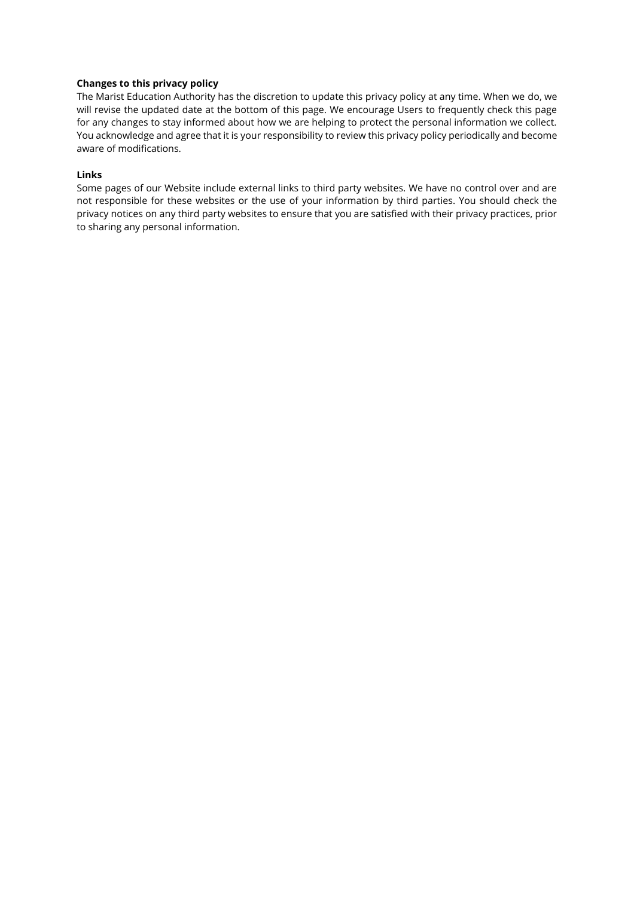**Changes to this privacy policy**

The Marist Education Authority has the discretion to update this privacy policy at any time. When we do, we will revise the updated date at the bottom of this page. We encourage Users to frequently check this page for any changes to stay informed about how we are helping to protect the personal information we collect. You acknowledge and agree that it is your responsibility to review this privacy policy periodically and become aware of modifications.

**Links**

Some pages of our Website include external links to third party websites. We have no control over and are not responsible for these websites or the use of your information by third parties. You should check the privacy notices on any third party websites to ensure that you are satisfied with their privacy practices, prior to sharing any personal information.